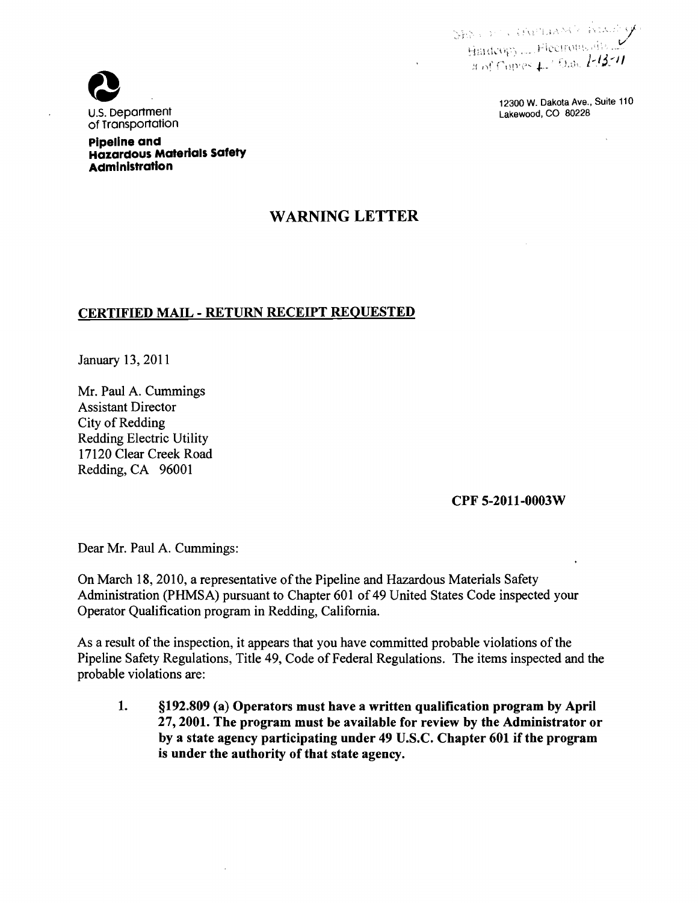U.S. Department of Transportation

**Pipeline and Hazardous Materials Safety Administration**

12300 W. Dakota Ave., Suite 110
Lakewood, CO 80228

# WARNING LETTER

## CERTIFIED MAIL - RETURN RECEIPT REQUESTED

January 13, 2011

Mr. Paul A. Cummings
Assistant Director
City of Redding
Redding Electric Utility
17120 Clear Creek Road
Redding, CA 96001

**CPF 5-2011-0003W**

Dear Mr. Paul A. Cummings:

On March 18, 2010, a representative of the Pipeline and Hazardous Materials Safety Administration (PHMSA) pursuant to Chapter 601 of 49 United States Code inspected your Operator Qualification program in Redding, California.

As a result of the inspection, it appears that you have committed probable violations of the Pipeline Safety Regulations, Title 49, Code of Federal Regulations. The items inspected and the probable violations are:

1. **§192.809 (a) Operators must have a written qualification program by April 27, 2001. The program must be available for review by the Administrator or by a state agency participating under 49 U.S.C. Chapter 601 if the program is under the authority of that state agency.**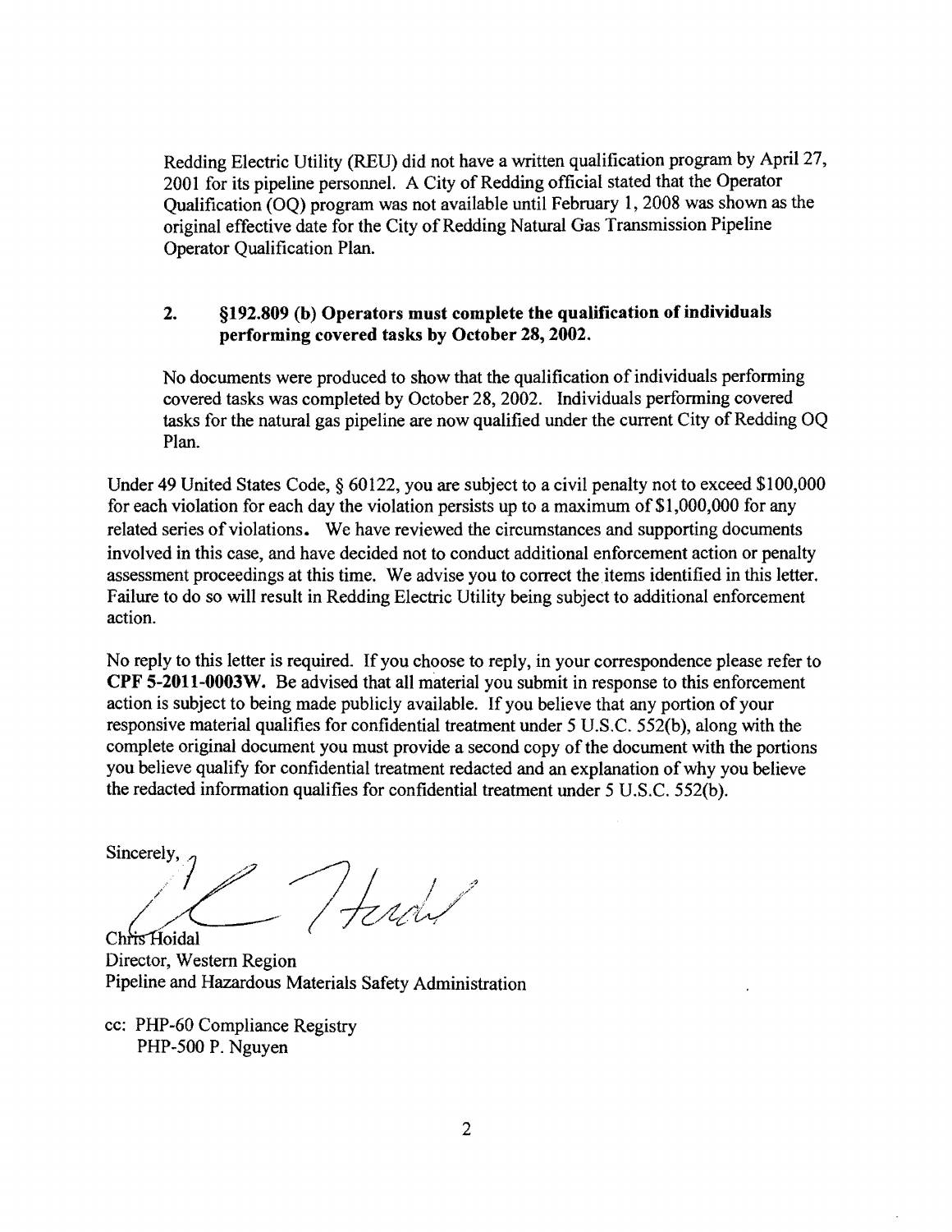Redding Electric Utility (REU) did not have a written qualification program by April 27, 2001 for its pipeline personnel. A City of Redding official stated that the Operator Qualification (OQ) program was not available until February 1, 2008 was shown as the original effective date for the City of Redding Natural Gas Transmission Pipeline Operator Qualification Plan.

2. **§192.809 (b) Operators must complete the qualification of individuals performing covered tasks by October 28, 2002.**

No documents were produced to show that the qualification of individuals performing covered tasks was completed by October 28, 2002. Individuals performing covered tasks for the natural gas pipeline are now qualified under the current City of Redding OQ Plan.

Under 49 United States Code, § 60122, you are subject to a civil penalty not to exceed $100,000 for each violation for each day the violation persists up to a maximum of $1,000,000 for any related series of violations. We have reviewed the circumstances and supporting documents involved in this case, and have decided not to conduct additional enforcement action or penalty assessment proceedings at this time. We advise you to correct the items identified in this letter. Failure to do so will result in Redding Electric Utility being subject to additional enforcement action.

No reply to this letter is required. If you choose to reply, in your correspondence please refer to **CPF 5-2011-0003W.** Be advised that all material you submit in response to this enforcement action is subject to being made publicly available. If you believe that any portion of your responsive material qualifies for confidential treatment under 5 U.S.C. 552(b), along with the complete original document you must provide a second copy of the document with the portions you believe qualify for confidential treatment redacted and an explanation of why you believe the redacted information qualifies for confidential treatment under 5 U.S.C. 552(b).

Sincerely,

Chris Hoidal
Director, Western Region
Pipeline and Hazardous Materials Safety Administration

cc: PHP-60 Compliance Registry
PHP-500 P. Nguyen